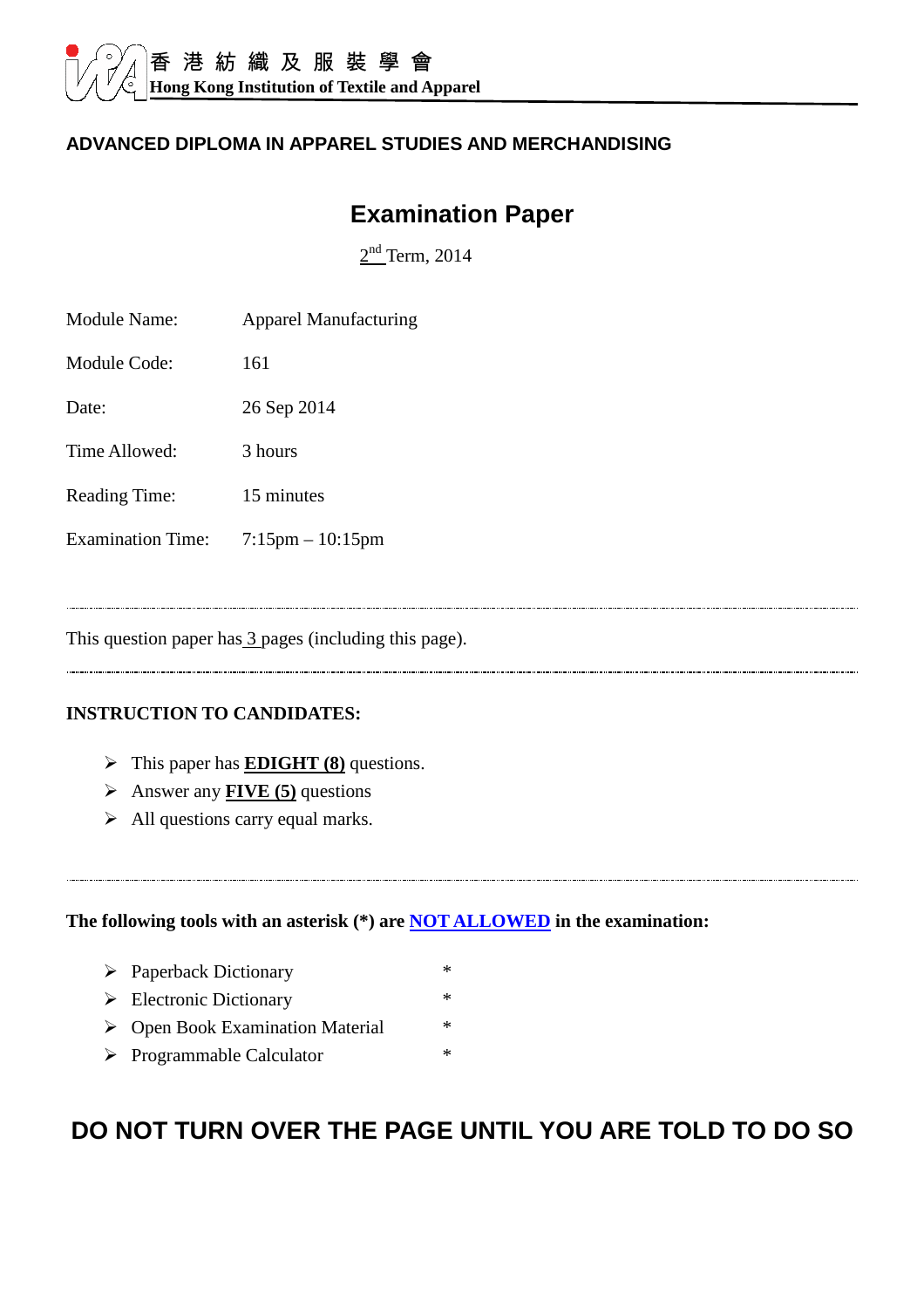香 港 紡 織 及 服 裝 學 會
**Hong Kong Institution of Textile and Apparel**

**ADVANCED DIPLOMA IN APPAREL STUDIES AND MERCHANDISING**

# Examination Paper

2nd Term, 2014

| | |
|---|---|
| Module Name: | Apparel Manufacturing |
| Module Code: | 161 |
| Date: | 26 Sep 2014 |
| Time Allowed: | 3 hours |
| Reading Time: | 15 minutes |
| Examination Time: | 7:15pm – 10:15pm |

---

This question paper has 3 pages (including this page).

---

**INSTRUCTION TO CANDIDATES:**

- This paper has **EDIGHT (8)** questions.
- Answer any **FIVE (5)** questions
- All questions carry equal marks.

---

**The following tools with an asterisk (*) are NOT ALLOWED in the examination:**

- Paperback Dictionary *
- Electronic Dictionary *
- Open Book Examination Material *
- Programmable Calculator *

## DO NOT TURN OVER THE PAGE UNTIL YOU ARE TOLD TO DO SO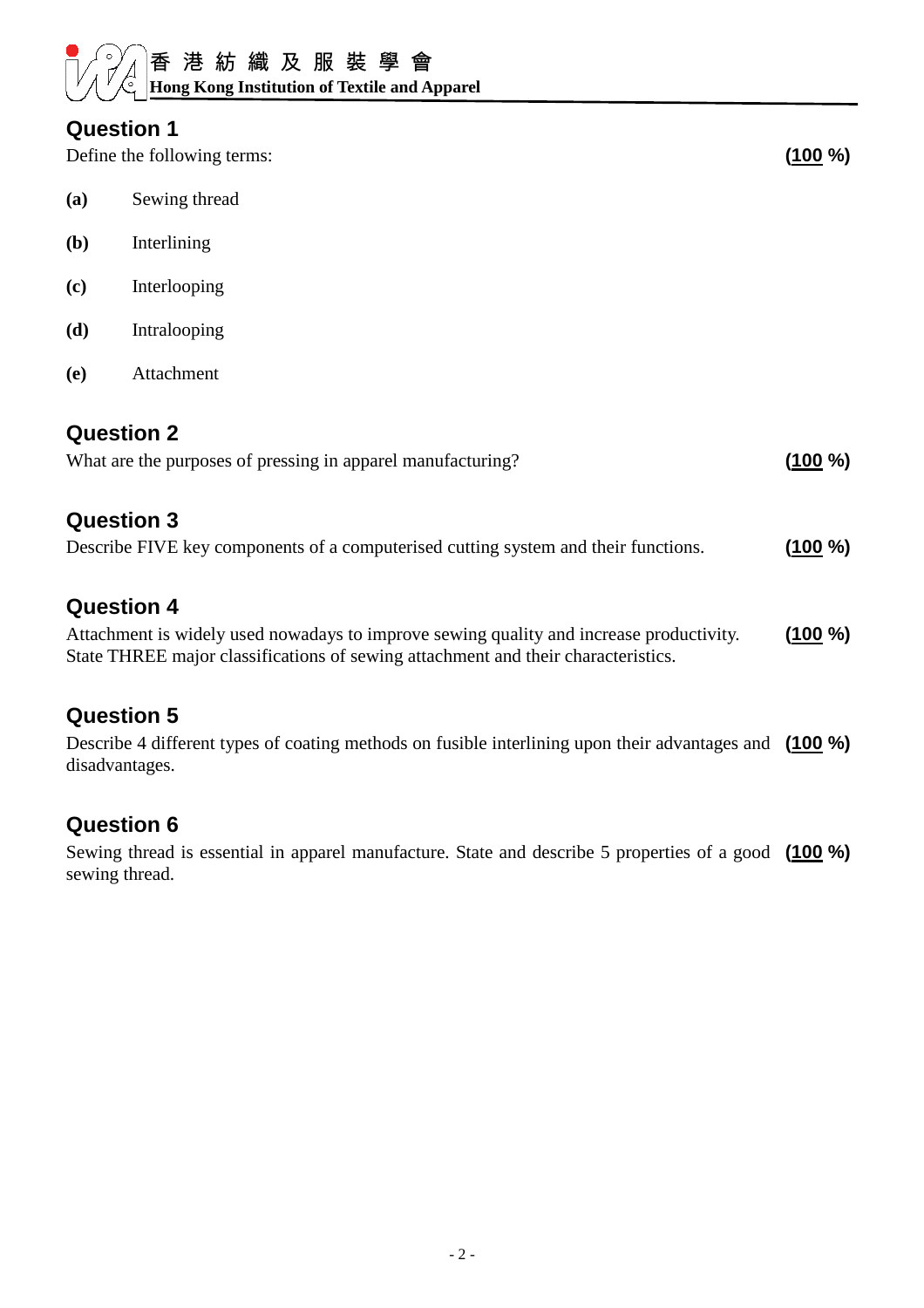香 港 紡 織 及 服 裝 學 會
**Hong Kong Institution of Textile and Apparel**

## Question 1

Define the following terms: **(100 %)**

**(a)** Sewing thread

**(b)** Interlining

**(c)** Interlooping

**(d)** Intralooping

**(e)** Attachment

## Question 2

What are the purposes of pressing in apparel manufacturing? **(100 %)**

## Question 3

Describe FIVE key components of a computerised cutting system and their functions. **(100 %)**

## Question 4

Attachment is widely used nowadays to improve sewing quality and increase productivity. State THREE major classifications of sewing attachment and their characteristics. **(100 %)**

## Question 5

Describe 4 different types of coating methods on fusible interlining upon their advantages and disadvantages. **(100 %)**

## Question 6

Sewing thread is essential in apparel manufacture. State and describe 5 properties of a good sewing thread. **(100 %)**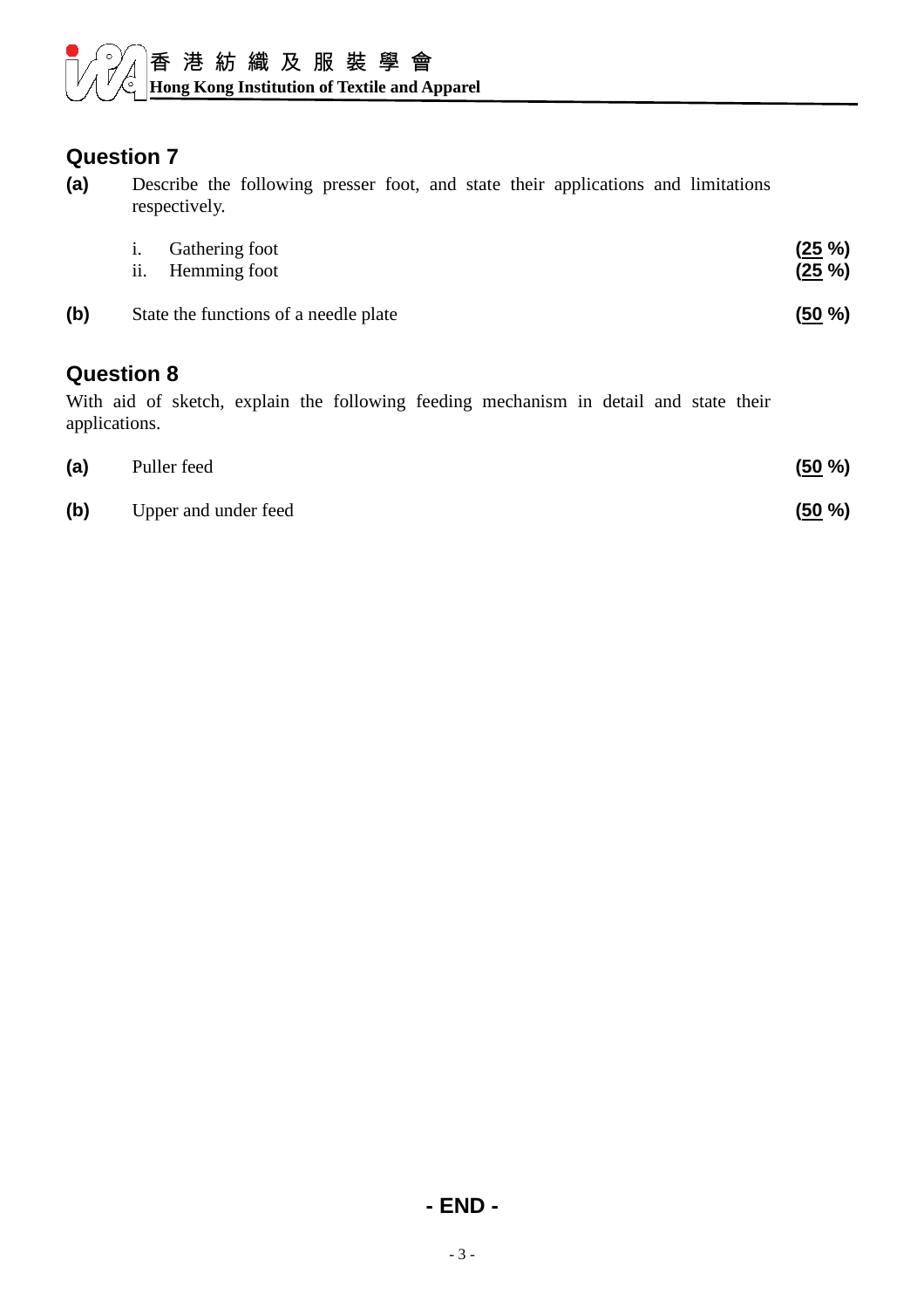## Question 7

**(a)** Describe the following presser foot, and state their applications and limitations respectively.

i. Gathering foot **(25 %)**
ii. Hemming foot **(25 %)**

**(b)** State the functions of a needle plate **(50 %)**

## Question 8

With aid of sketch, explain the following feeding mechanism in detail and state their applications.

**(a)** Puller feed **(50 %)**

**(b)** Upper and under feed **(50 %)**

**- END -**